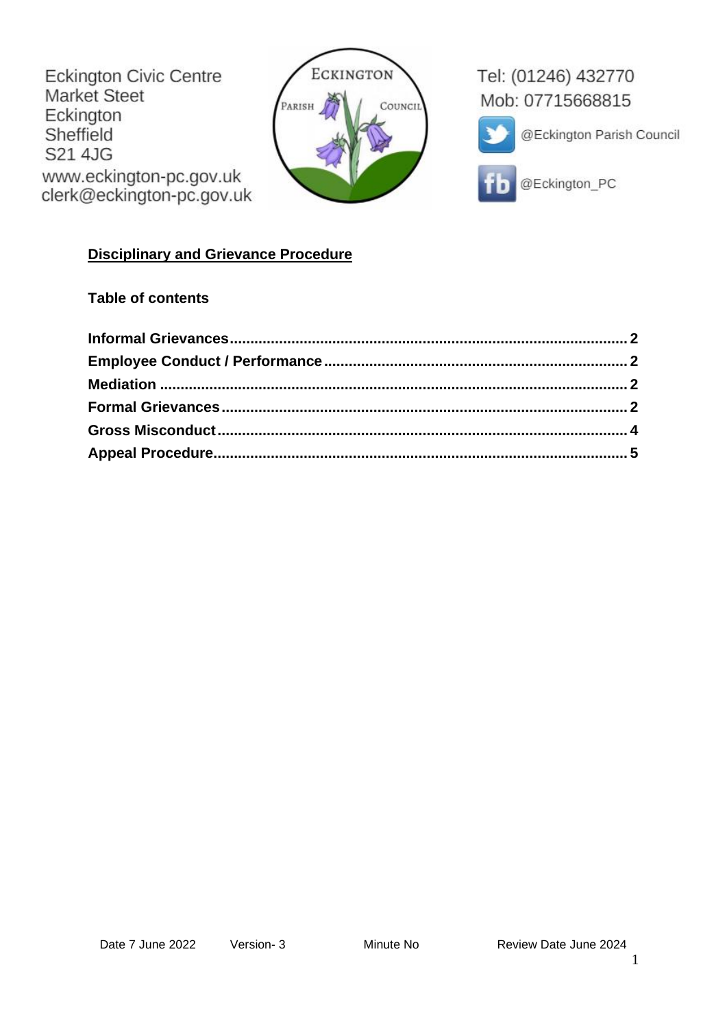Eckington Civic Centre
Market Steet
Eckington
Sheffield
S21 4JG
www.eckington-pc.gov.uk
clerk@eckington-pc.gov.uk

ECKINGTON PARISH COUNCIL

Tel: (01246) 432770
Mob: 07715668815
@Eckington Parish Council
@Eckington_PC

# Disciplinary and Grievance Procedure

## Table of contents

**Informal Grievances** ........ 2
**Employee Conduct / Performance** ........ 2
**Mediation** ........ 2
**Formal Grievances** ........ 2
**Gross Misconduct** ........ 4
**Appeal Procedure** ........ 5

Date 7 June 2022 Version- 3 Minute No Review Date June 2024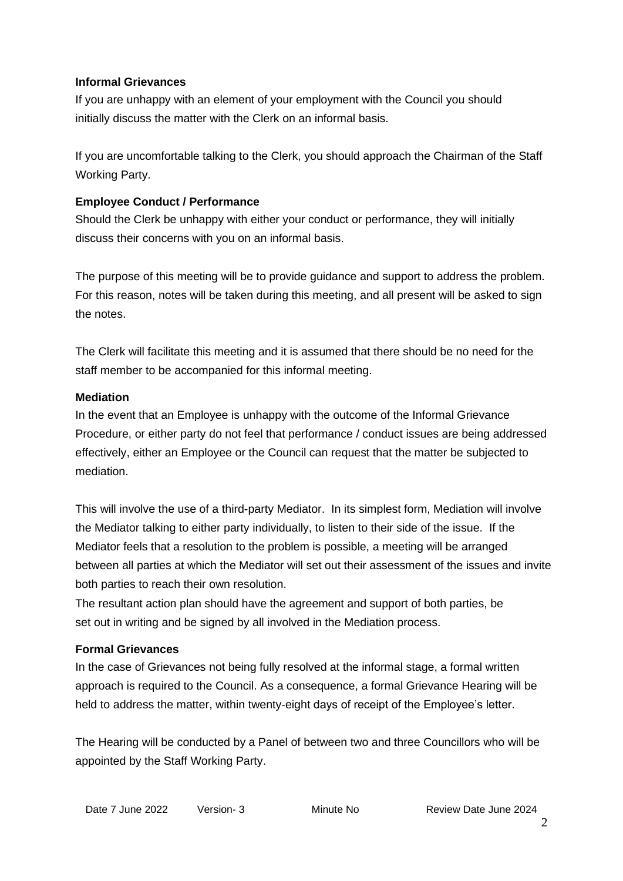**Informal Grievances**

If you are unhappy with an element of your employment with the Council you should initially discuss the matter with the Clerk on an informal basis.

If you are uncomfortable talking to the Clerk, you should approach the Chairman of the Staff Working Party.

**Employee Conduct / Performance**

Should the Clerk be unhappy with either your conduct or performance, they will initially discuss their concerns with you on an informal basis.

The purpose of this meeting will be to provide guidance and support to address the problem. For this reason, notes will be taken during this meeting, and all present will be asked to sign the notes.

The Clerk will facilitate this meeting and it is assumed that there should be no need for the staff member to be accompanied for this informal meeting.

**Mediation**

In the event that an Employee is unhappy with the outcome of the Informal Grievance Procedure, or either party do not feel that performance / conduct issues are being addressed effectively, either an Employee or the Council can request that the matter be subjected to mediation.

This will involve the use of a third-party Mediator. In its simplest form, Mediation will involve the Mediator talking to either party individually, to listen to their side of the issue. If the Mediator feels that a resolution to the problem is possible, a meeting will be arranged between all parties at which the Mediator will set out their assessment of the issues and invite both parties to reach their own resolution.

The resultant action plan should have the agreement and support of both parties, be set out in writing and be signed by all involved in the Mediation process.

**Formal Grievances**

In the case of Grievances not being fully resolved at the informal stage, a formal written approach is required to the Council. As a consequence, a formal Grievance Hearing will be held to address the matter, within twenty-eight days of receipt of the Employee's letter.

The Hearing will be conducted by a Panel of between two and three Councillors who will be appointed by the Staff Working Party.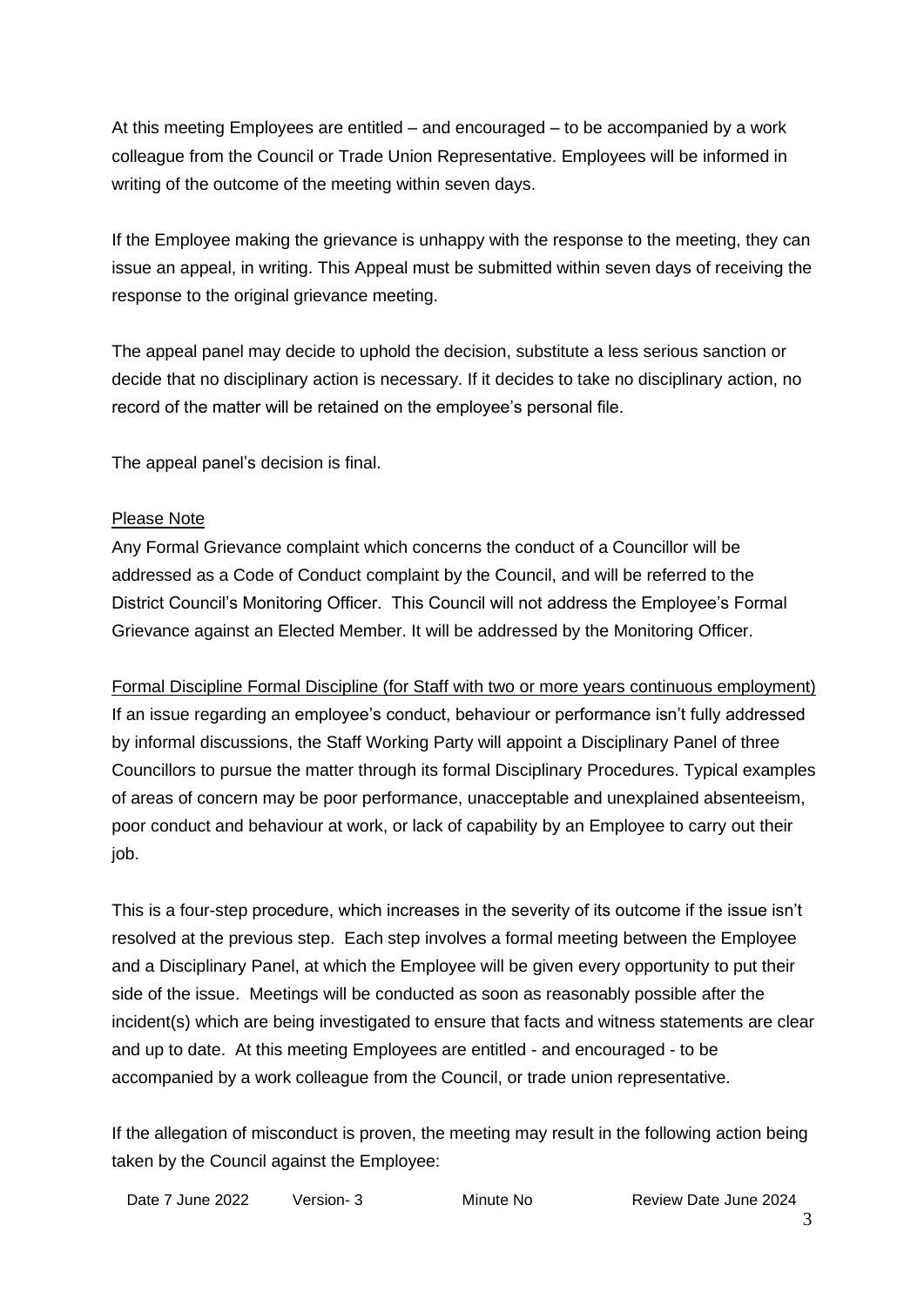At this meeting Employees are entitled – and encouraged – to be accompanied by a work colleague from the Council or Trade Union Representative. Employees will be informed in writing of the outcome of the meeting within seven days.

If the Employee making the grievance is unhappy with the response to the meeting, they can issue an appeal, in writing. This Appeal must be submitted within seven days of receiving the response to the original grievance meeting.

The appeal panel may decide to uphold the decision, substitute a less serious sanction or decide that no disciplinary action is necessary. If it decides to take no disciplinary action, no record of the matter will be retained on the employee's personal file.

The appeal panel's decision is final.

Please Note

Any Formal Grievance complaint which concerns the conduct of a Councillor will be addressed as a Code of Conduct complaint by the Council, and will be referred to the District Council's Monitoring Officer. This Council will not address the Employee's Formal Grievance against an Elected Member. It will be addressed by the Monitoring Officer.

Formal Discipline Formal Discipline (for Staff with two or more years continuous employment)

If an issue regarding an employee's conduct, behaviour or performance isn't fully addressed by informal discussions, the Staff Working Party will appoint a Disciplinary Panel of three Councillors to pursue the matter through its formal Disciplinary Procedures. Typical examples of areas of concern may be poor performance, unacceptable and unexplained absenteeism, poor conduct and behaviour at work, or lack of capability by an Employee to carry out their job.

This is a four-step procedure, which increases in the severity of its outcome if the issue isn't resolved at the previous step. Each step involves a formal meeting between the Employee and a Disciplinary Panel, at which the Employee will be given every opportunity to put their side of the issue. Meetings will be conducted as soon as reasonably possible after the incident(s) which are being investigated to ensure that facts and witness statements are clear and up to date. At this meeting Employees are entitled - and encouraged - to be accompanied by a work colleague from the Council, or trade union representative.

If the allegation of misconduct is proven, the meeting may result in the following action being taken by the Council against the Employee: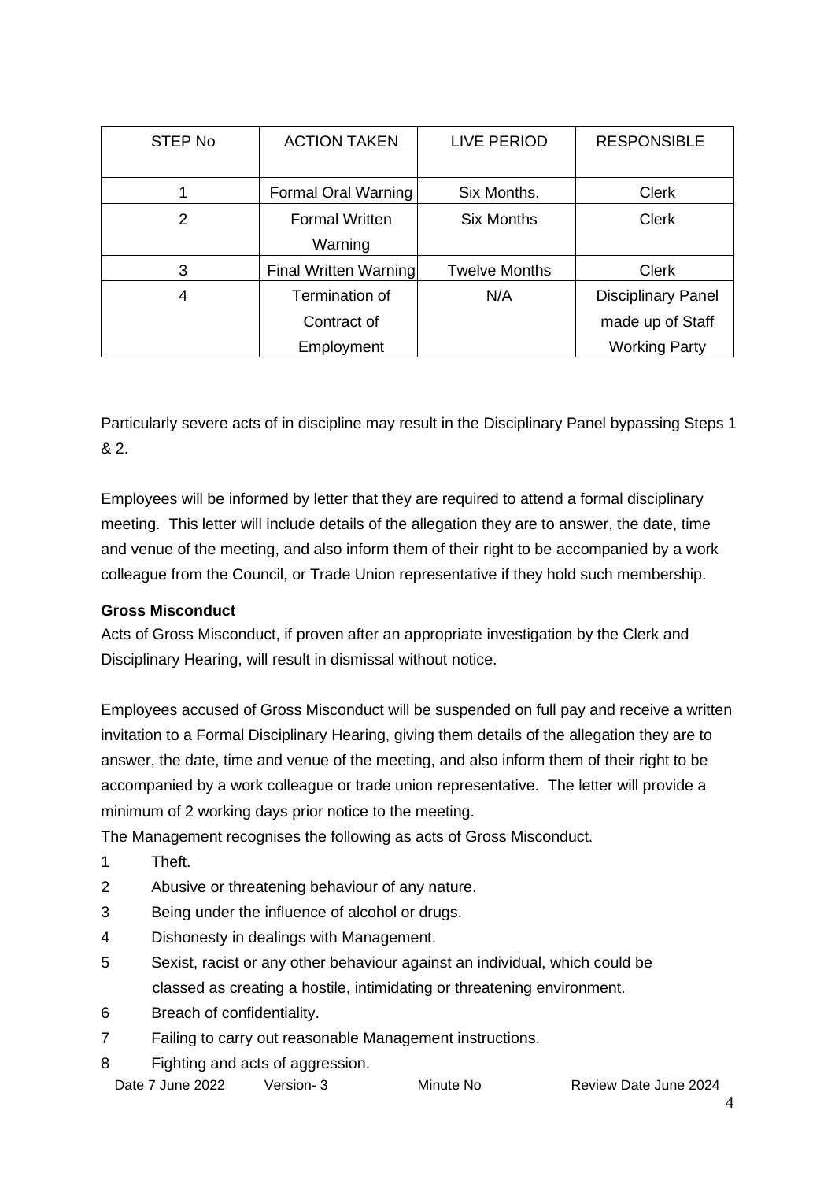| STEP No | ACTION TAKEN | LIVE PERIOD | RESPONSIBLE |
|---|---|---|---|
| 1 | Formal Oral Warning | Six Months. | Clerk |
| 2 | Formal Written Warning | Six Months | Clerk |
| 3 | Final Written Warning | Twelve Months | Clerk |
| 4 | Termination of Contract of Employment | N/A | Disciplinary Panel made up of Staff Working Party |

Particularly severe acts of in discipline may result in the Disciplinary Panel bypassing Steps 1 & 2.

Employees will be informed by letter that they are required to attend a formal disciplinary meeting. This letter will include details of the allegation they are to answer, the date, time and venue of the meeting, and also inform them of their right to be accompanied by a work colleague from the Council, or Trade Union representative if they hold such membership.

**Gross Misconduct**

Acts of Gross Misconduct, if proven after an appropriate investigation by the Clerk and Disciplinary Hearing, will result in dismissal without notice.

Employees accused of Gross Misconduct will be suspended on full pay and receive a written invitation to a Formal Disciplinary Hearing, giving them details of the allegation they are to answer, the date, time and venue of the meeting, and also inform them of their right to be accompanied by a work colleague or trade union representative. The letter will provide a minimum of 2 working days prior notice to the meeting.

The Management recognises the following as acts of Gross Misconduct.

1. Theft.
2. Abusive or threatening behaviour of any nature.
3. Being under the influence of alcohol or drugs.
4. Dishonesty in dealings with Management.
5. Sexist, racist or any other behaviour against an individual, which could be classed as creating a hostile, intimidating or threatening environment.
6. Breach of confidentiality.
7. Failing to carry out reasonable Management instructions.
8. Fighting and acts of aggression.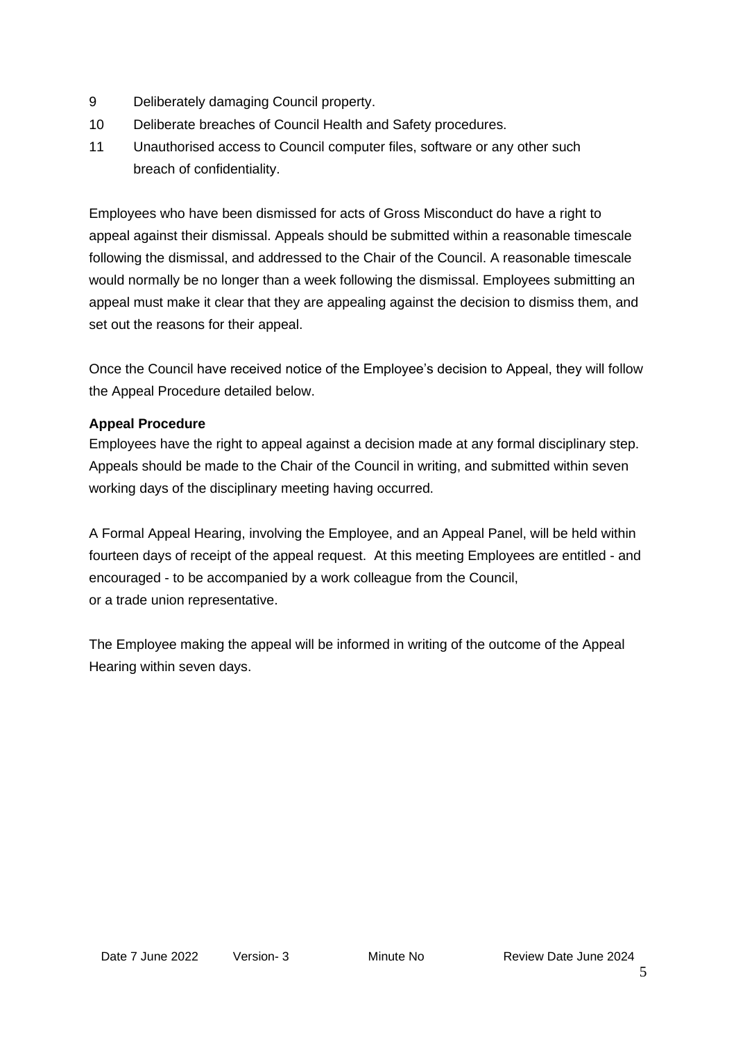9. Deliberately damaging Council property.
10. Deliberate breaches of Council Health and Safety procedures.
11. Unauthorised access to Council computer files, software or any other such breach of confidentiality.

Employees who have been dismissed for acts of Gross Misconduct do have a right to appeal against their dismissal. Appeals should be submitted within a reasonable timescale following the dismissal, and addressed to the Chair of the Council. A reasonable timescale would normally be no longer than a week following the dismissal. Employees submitting an appeal must make it clear that they are appealing against the decision to dismiss them, and set out the reasons for their appeal.

Once the Council have received notice of the Employee's decision to Appeal, they will follow the Appeal Procedure detailed below.

**Appeal Procedure**

Employees have the right to appeal against a decision made at any formal disciplinary step. Appeals should be made to the Chair of the Council in writing, and submitted within seven working days of the disciplinary meeting having occurred.

A Formal Appeal Hearing, involving the Employee, and an Appeal Panel, will be held within fourteen days of receipt of the appeal request. At this meeting Employees are entitled - and encouraged - to be accompanied by a work colleague from the Council, or a trade union representative.

The Employee making the appeal will be informed in writing of the outcome of the Appeal Hearing within seven days.

Date 7 June 2022 Version- 3 Minute No Review Date June 2024